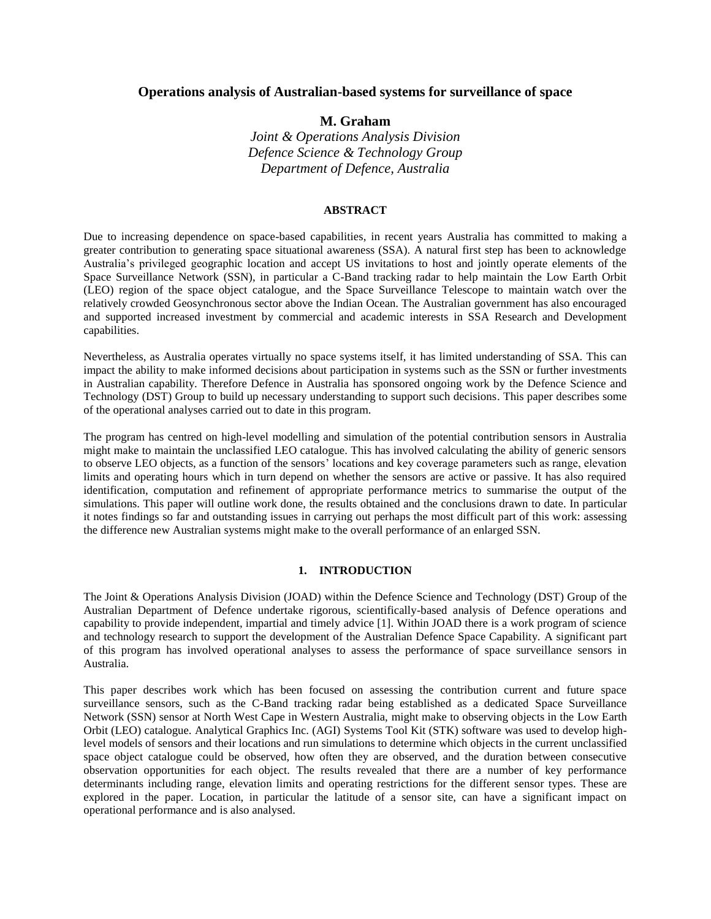# Operations analysis of Australian-based systems for surveillance of space

**M. Graham**

*Joint & Operations Analysis Division*
*Defence Science & Technology Group*
*Department of Defence, Australia*

## ABSTRACT

Due to increasing dependence on space-based capabilities, in recent years Australia has committed to making a greater contribution to generating space situational awareness (SSA). A natural first step has been to acknowledge Australia's privileged geographic location and accept US invitations to host and jointly operate elements of the Space Surveillance Network (SSN), in particular a C-Band tracking radar to help maintain the Low Earth Orbit (LEO) region of the space object catalogue, and the Space Surveillance Telescope to maintain watch over the relatively crowded Geosynchronous sector above the Indian Ocean. The Australian government has also encouraged and supported increased investment by commercial and academic interests in SSA Research and Development capabilities.

Nevertheless, as Australia operates virtually no space systems itself, it has limited understanding of SSA. This can impact the ability to make informed decisions about participation in systems such as the SSN or further investments in Australian capability. Therefore Defence in Australia has sponsored ongoing work by the Defence Science and Technology (DST) Group to build up necessary understanding to support such decisions. This paper describes some of the operational analyses carried out to date in this program.

The program has centred on high-level modelling and simulation of the potential contribution sensors in Australia might make to maintain the unclassified LEO catalogue. This has involved calculating the ability of generic sensors to observe LEO objects, as a function of the sensors' locations and key coverage parameters such as range, elevation limits and operating hours which in turn depend on whether the sensors are active or passive. It has also required identification, computation and refinement of appropriate performance metrics to summarise the output of the simulations. This paper will outline work done, the results obtained and the conclusions drawn to date. In particular it notes findings so far and outstanding issues in carrying out perhaps the most difficult part of this work: assessing the difference new Australian systems might make to the overall performance of an enlarged SSN.

## 1. INTRODUCTION

The Joint & Operations Analysis Division (JOAD) within the Defence Science and Technology (DST) Group of the Australian Department of Defence undertake rigorous, scientifically-based analysis of Defence operations and capability to provide independent, impartial and timely advice [1]. Within JOAD there is a work program of science and technology research to support the development of the Australian Defence Space Capability. A significant part of this program has involved operational analyses to assess the performance of space surveillance sensors in Australia.

This paper describes work which has been focused on assessing the contribution current and future space surveillance sensors, such as the C-Band tracking radar being established as a dedicated Space Surveillance Network (SSN) sensor at North West Cape in Western Australia, might make to observing objects in the Low Earth Orbit (LEO) catalogue. Analytical Graphics Inc. (AGI) Systems Tool Kit (STK) software was used to develop high-level models of sensors and their locations and run simulations to determine which objects in the current unclassified space object catalogue could be observed, how often they are observed, and the duration between consecutive observation opportunities for each object. The results revealed that there are a number of key performance determinants including range, elevation limits and operating restrictions for the different sensor types. These are explored in the paper. Location, in particular the latitude of a sensor site, can have a significant impact on operational performance and is also analysed.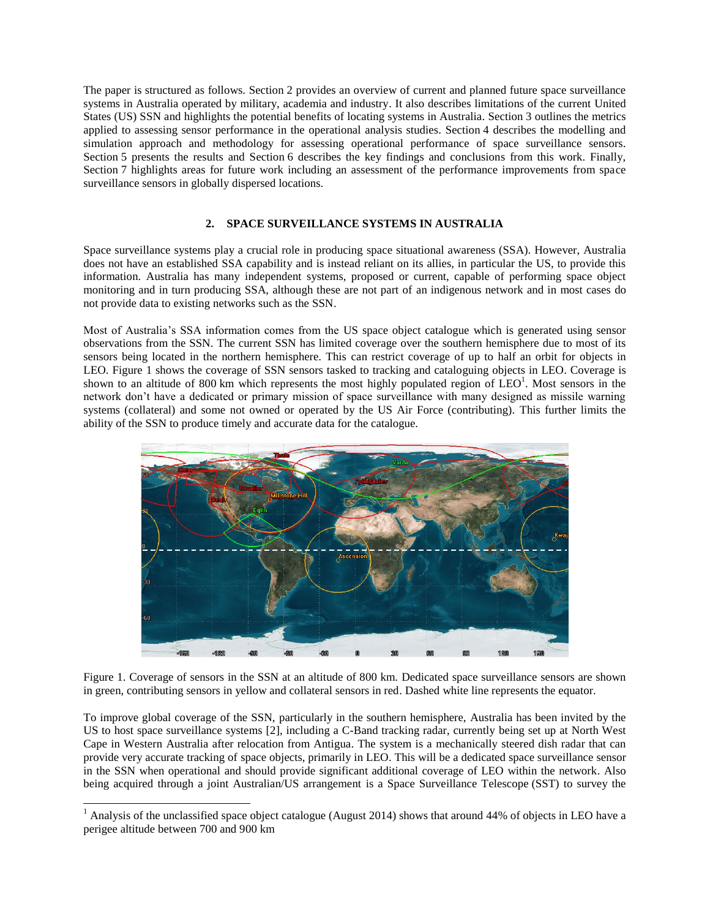The paper is structured as follows. Section 2 provides an overview of current and planned future space surveillance systems in Australia operated by military, academia and industry. It also describes limitations of the current United States (US) SSN and highlights the potential benefits of locating systems in Australia. Section 3 outlines the metrics applied to assessing sensor performance in the operational analysis studies. Section 4 describes the modelling and simulation approach and methodology for assessing operational performance of space surveillance sensors. Section 5 presents the results and Section 6 describes the key findings and conclusions from this work. Finally, Section 7 highlights areas for future work including an assessment of the performance improvements from space surveillance sensors in globally dispersed locations.

## 2. SPACE SURVEILLANCE SYSTEMS IN AUSTRALIA

Space surveillance systems play a crucial role in producing space situational awareness (SSA). However, Australia does not have an established SSA capability and is instead reliant on its allies, in particular the US, to provide this information. Australia has many independent systems, proposed or current, capable of performing space object monitoring and in turn producing SSA, although these are not part of an indigenous network and in most cases do not provide data to existing networks such as the SSN.

Most of Australia's SSA information comes from the US space object catalogue which is generated using sensor observations from the SSN. The current SSN has limited coverage over the southern hemisphere due to most of its sensors being located in the northern hemisphere. This can restrict coverage of up to half an orbit for objects in LEO. Figure 1 shows the coverage of SSN sensors tasked to tracking and cataloguing objects in LEO. Coverage is shown to an altitude of 800 km which represents the most highly populated region of LEO[1]. Most sensors in the network don't have a dedicated or primary mission of space surveillance with many designed as missile warning systems (collateral) and some not owned or operated by the US Air Force (contributing). This further limits the ability of the SSN to produce timely and accurate data for the catalogue.

Figure 1. Coverage of sensors in the SSN at an altitude of 800 km. Dedicated space surveillance sensors are shown in green, contributing sensors in yellow and collateral sensors in red. Dashed white line represents the equator.

To improve global coverage of the SSN, particularly in the southern hemisphere, Australia has been invited by the US to host space surveillance systems [2], including a C-Band tracking radar, currently being set up at North West Cape in Western Australia after relocation from Antigua. The system is a mechanically steered dish radar that can provide very accurate tracking of space objects, primarily in LEO. This will be a dedicated space surveillance sensor in the SSN when operational and should provide significant additional coverage of LEO within the network. Also being acquired through a joint Australian/US arrangement is a Space Surveillance Telescope (SST) to survey the

[1] Analysis of the unclassified space object catalogue (August 2014) shows that around 44% of objects in LEO have a perigee altitude between 700 and 900 km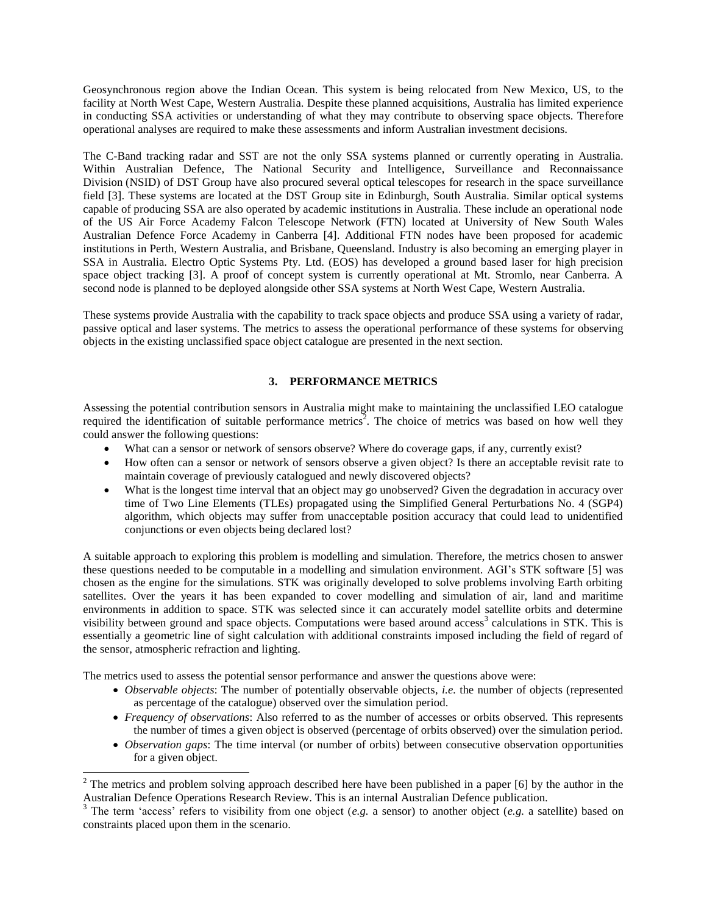Geosynchronous region above the Indian Ocean. This system is being relocated from New Mexico, US, to the facility at North West Cape, Western Australia. Despite these planned acquisitions, Australia has limited experience in conducting SSA activities or understanding of what they may contribute to observing space objects. Therefore operational analyses are required to make these assessments and inform Australian investment decisions.

The C-Band tracking radar and SST are not the only SSA systems planned or currently operating in Australia. Within Australian Defence, The National Security and Intelligence, Surveillance and Reconnaissance Division (NSID) of DST Group have also procured several optical telescopes for research in the space surveillance field [3]. These systems are located at the DST Group site in Edinburgh, South Australia. Similar optical systems capable of producing SSA are also operated by academic institutions in Australia. These include an operational node of the US Air Force Academy Falcon Telescope Network (FTN) located at University of New South Wales Australian Defence Force Academy in Canberra [4]. Additional FTN nodes have been proposed for academic institutions in Perth, Western Australia, and Brisbane, Queensland. Industry is also becoming an emerging player in SSA in Australia. Electro Optic Systems Pty. Ltd. (EOS) has developed a ground based laser for high precision space object tracking [3]. A proof of concept system is currently operational at Mt. Stromlo, near Canberra. A second node is planned to be deployed alongside other SSA systems at North West Cape, Western Australia.

These systems provide Australia with the capability to track space objects and produce SSA using a variety of radar, passive optical and laser systems. The metrics to assess the operational performance of these systems for observing objects in the existing unclassified space object catalogue are presented in the next section.

## 3. PERFORMANCE METRICS

Assessing the potential contribution sensors in Australia might make to maintaining the unclassified LEO catalogue required the identification of suitable performance metrics[2]. The choice of metrics was based on how well they could answer the following questions:

- What can a sensor or network of sensors observe? Where do coverage gaps, if any, currently exist?
- How often can a sensor or network of sensors observe a given object? Is there an acceptable revisit rate to maintain coverage of previously catalogued and newly discovered objects?
- What is the longest time interval that an object may go unobserved? Given the degradation in accuracy over time of Two Line Elements (TLEs) propagated using the Simplified General Perturbations No. 4 (SGP4) algorithm, which objects may suffer from unacceptable position accuracy that could lead to unidentified conjunctions or even objects being declared lost?

A suitable approach to exploring this problem is modelling and simulation. Therefore, the metrics chosen to answer these questions needed to be computable in a modelling and simulation environment. AGI's STK software [5] was chosen as the engine for the simulations. STK was originally developed to solve problems involving Earth orbiting satellites. Over the years it has been expanded to cover modelling and simulation of air, land and maritime environments in addition to space. STK was selected since it can accurately model satellite orbits and determine visibility between ground and space objects. Computations were based around access[3] calculations in STK. This is essentially a geometric line of sight calculation with additional constraints imposed including the field of regard of the sensor, atmospheric refraction and lighting.

The metrics used to assess the potential sensor performance and answer the questions above were:

- *Observable objects*: The number of potentially observable objects, *i.e.* the number of objects (represented as percentage of the catalogue) observed over the simulation period.
- *Frequency of observations*: Also referred to as the number of accesses or orbits observed. This represents the number of times a given object is observed (percentage of orbits observed) over the simulation period.
- *Observation gaps*: The time interval (or number of orbits) between consecutive observation opportunities for a given object.

[2] The metrics and problem solving approach described here have been published in a paper [6] by the author in the Australian Defence Operations Research Review. This is an internal Australian Defence publication.

[3] The term 'access' refers to visibility from one object (*e.g.* a sensor) to another object (*e.g.* a satellite) based on constraints placed upon them in the scenario.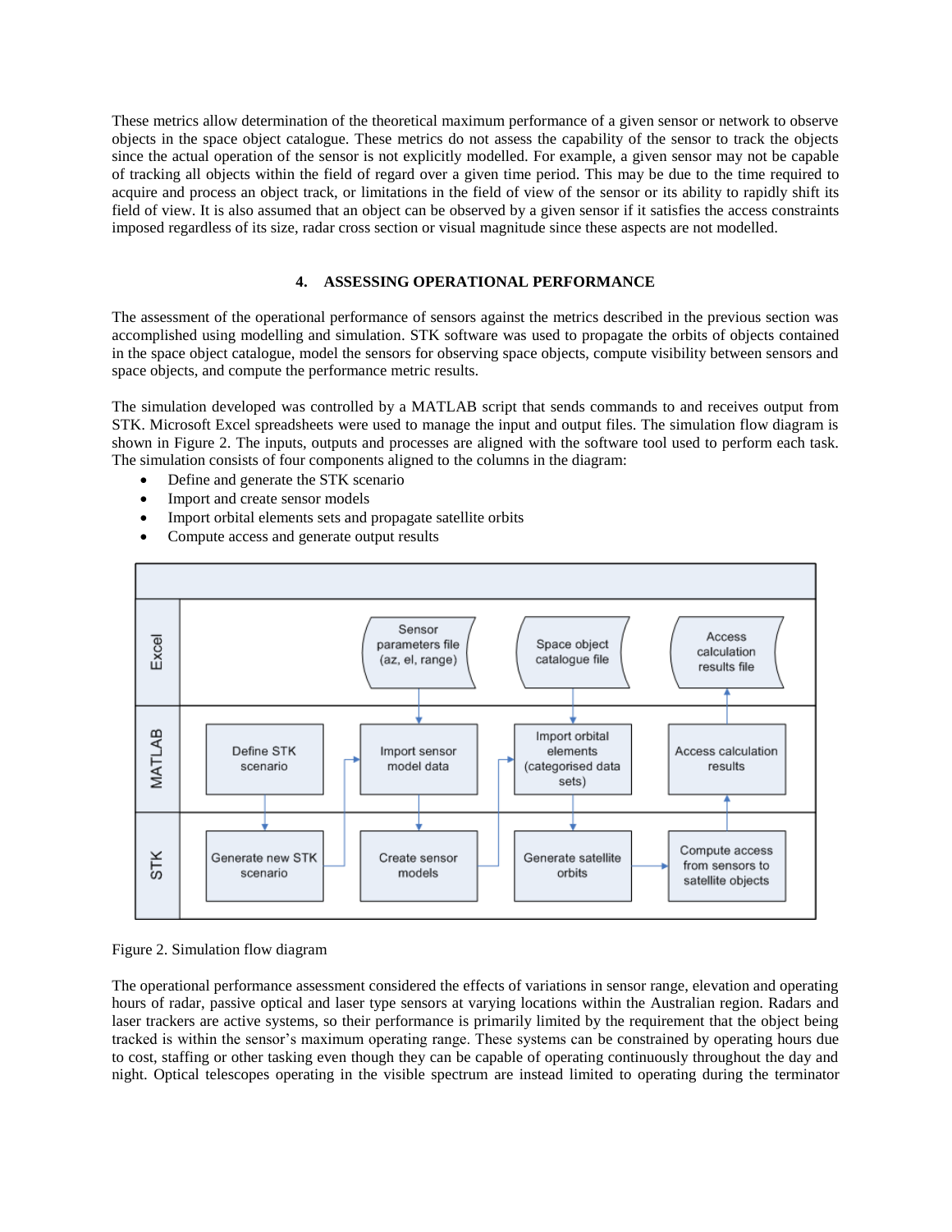These metrics allow determination of the theoretical maximum performance of a given sensor or network to observe objects in the space object catalogue. These metrics do not assess the capability of the sensor to track the objects since the actual operation of the sensor is not explicitly modelled. For example, a given sensor may not be capable of tracking all objects within the field of regard over a given time period. This may be due to the time required to acquire and process an object track, or limitations in the field of view of the sensor or its ability to rapidly shift its field of view. It is also assumed that an object can be observed by a given sensor if it satisfies the access constraints imposed regardless of its size, radar cross section or visual magnitude since these aspects are not modelled.

## 4. ASSESSING OPERATIONAL PERFORMANCE

The assessment of the operational performance of sensors against the metrics described in the previous section was accomplished using modelling and simulation. STK software was used to propagate the orbits of objects contained in the space object catalogue, model the sensors for observing space objects, compute visibility between sensors and space objects, and compute the performance metric results.

The simulation developed was controlled by a MATLAB script that sends commands to and receives output from STK. Microsoft Excel spreadsheets were used to manage the input and output files. The simulation flow diagram is shown in Figure 2. The inputs, outputs and processes are aligned with the software tool used to perform each task. The simulation consists of four components aligned to the columns in the diagram:

- Define and generate the STK scenario
- Import and create sensor models
- Import orbital elements sets and propagate satellite orbits
- Compute access and generate output results

| | | | | |
|---|---|---|---|---|
| Excel | | Sensor parameters file (az, el, range) | Space object catalogue file | Access calculation results file |
| MATLAB | Define STK scenario | Import sensor model data | Import orbital elements (categorised data sets) | Access calculation results |
| STK | Generate new STK scenario | Create sensor models | Generate satellite orbits | Compute access from sensors to satellite objects |

Figure 2. Simulation flow diagram

The operational performance assessment considered the effects of variations in sensor range, elevation and operating hours of radar, passive optical and laser type sensors at varying locations within the Australian region. Radars and laser trackers are active systems, so their performance is primarily limited by the requirement that the object being tracked is within the sensor's maximum operating range. These systems can be constrained by operating hours due to cost, staffing or other tasking even though they can be capable of operating continuously throughout the day and night. Optical telescopes operating in the visible spectrum are instead limited to operating during the terminator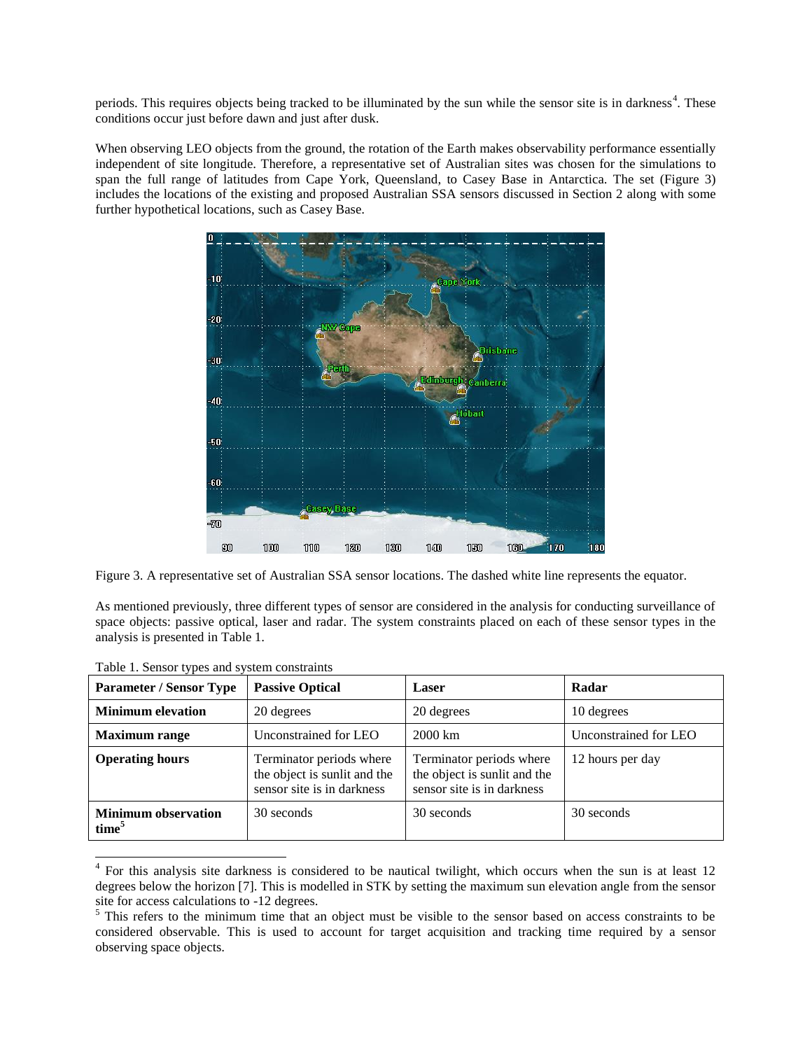periods. This requires objects being tracked to be illuminated by the sun while the sensor site is in darkness[4]. These conditions occur just before dawn and just after dusk.

When observing LEO objects from the ground, the rotation of the Earth makes observability performance essentially independent of site longitude. Therefore, a representative set of Australian sites was chosen for the simulations to span the full range of latitudes from Cape York, Queensland, to Casey Base in Antarctica. The set (Figure 3) includes the locations of the existing and proposed Australian SSA sensors discussed in Section 2 along with some further hypothetical locations, such as Casey Base.

Figure 3. A representative set of Australian SSA sensor locations. The dashed white line represents the equator.

As mentioned previously, three different types of sensor are considered in the analysis for conducting surveillance of space objects: passive optical, laser and radar. The system constraints placed on each of these sensor types in the analysis is presented in Table 1.

Table 1. Sensor types and system constraints

| Parameter / Sensor Type | Passive Optical | Laser | Radar |
|---|---|---|---|
| **Minimum elevation** | 20 degrees | 20 degrees | 10 degrees |
| **Maximum range** | Unconstrained for LEO | 2000 km | Unconstrained for LEO |
| **Operating hours** | Terminator periods where the object is sunlit and the sensor site is in darkness | Terminator periods where the object is sunlit and the sensor site is in darkness | 12 hours per day |
| **Minimum observation time[5]** | 30 seconds | 30 seconds | 30 seconds |

[4] For this analysis site darkness is considered to be nautical twilight, which occurs when the sun is at least 12 degrees below the horizon [7]. This is modelled in STK by setting the maximum sun elevation angle from the sensor site for access calculations to -12 degrees.

[5] This refers to the minimum time that an object must be visible to the sensor based on access constraints to be considered observable. This is used to account for target acquisition and tracking time required by a sensor observing space objects.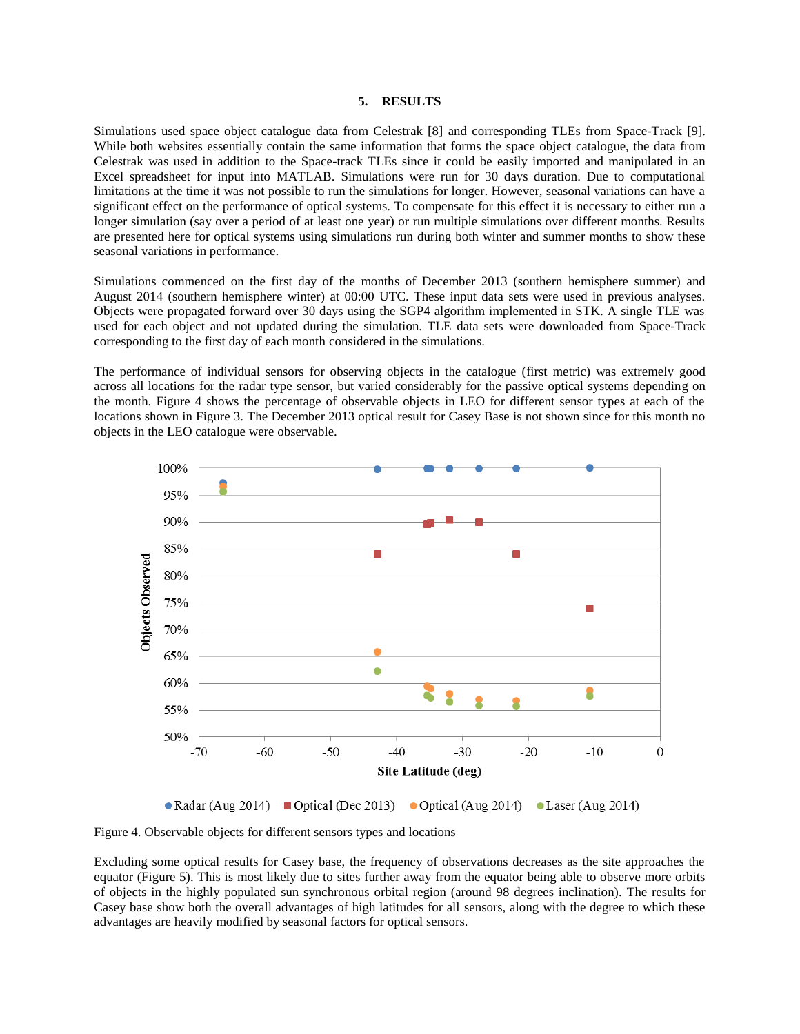## 5. RESULTS

Simulations used space object catalogue data from Celestrak [8] and corresponding TLEs from Space-Track [9]. While both websites essentially contain the same information that forms the space object catalogue, the data from Celestrak was used in addition to the Space-track TLEs since it could be easily imported and manipulated in an Excel spreadsheet for input into MATLAB. Simulations were run for 30 days duration. Due to computational limitations at the time it was not possible to run the simulations for longer. However, seasonal variations can have a significant effect on the performance of optical systems. To compensate for this effect it is necessary to either run a longer simulation (say over a period of at least one year) or run multiple simulations over different months. Results are presented here for optical systems using simulations run during both winter and summer months to show these seasonal variations in performance.

Simulations commenced on the first day of the months of December 2013 (southern hemisphere summer) and August 2014 (southern hemisphere winter) at 00:00 UTC. These input data sets were used in previous analyses. Objects were propagated forward over 30 days using the SGP4 algorithm implemented in STK. A single TLE was used for each object and not updated during the simulation. TLE data sets were downloaded from Space-Track corresponding to the first day of each month considered in the simulations.

The performance of individual sensors for observing objects in the catalogue (first metric) was extremely good across all locations for the radar type sensor, but varied considerably for the passive optical systems depending on the month. Figure 4 shows the percentage of observable objects in LEO for different sensor types at each of the locations shown in Figure 3. The December 2013 optical result for Casey Base is not shown since for this month no objects in the LEO catalogue were observable.

Figure 4. Observable objects for different sensors types and locations

Excluding some optical results for Casey base, the frequency of observations decreases as the site approaches the equator (Figure 5). This is most likely due to sites further away from the equator being able to observe more orbits of objects in the highly populated sun synchronous orbital region (around 98 degrees inclination). The results for Casey base show both the overall advantages of high latitudes for all sensors, along with the degree to which these advantages are heavily modified by seasonal factors for optical sensors.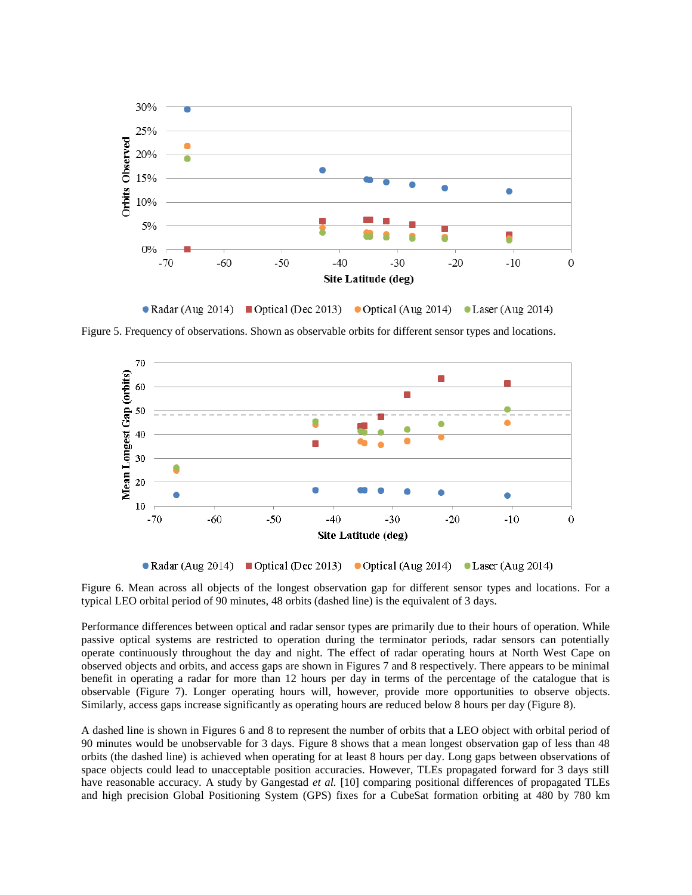Figure 5. Frequency of observations. Shown as observable orbits for different sensor types and locations.

Figure 6. Mean across all objects of the longest observation gap for different sensor types and locations. For a typical LEO orbital period of 90 minutes, 48 orbits (dashed line) is the equivalent of 3 days.

Performance differences between optical and radar sensor types are primarily due to their hours of operation. While passive optical systems are restricted to operation during the terminator periods, radar sensors can potentially operate continuously throughout the day and night. The effect of radar operating hours at North West Cape on observed objects and orbits, and access gaps are shown in Figures 7 and 8 respectively. There appears to be minimal benefit in operating a radar for more than 12 hours per day in terms of the percentage of the catalogue that is observable (Figure 7). Longer operating hours will, however, provide more opportunities to observe objects. Similarly, access gaps increase significantly as operating hours are reduced below 8 hours per day (Figure 8).

A dashed line is shown in Figures 6 and 8 to represent the number of orbits that a LEO object with orbital period of 90 minutes would be unobservable for 3 days. Figure 8 shows that a mean longest observation gap of less than 48 orbits (the dashed line) is achieved when operating for at least 8 hours per day. Long gaps between observations of space objects could lead to unacceptable position accuracies. However, TLEs propagated forward for 3 days still have reasonable accuracy. A study by Gangestad *et al.* [10] comparing positional differences of propagated TLEs and high precision Global Positioning System (GPS) fixes for a CubeSat formation orbiting at 480 by 780 km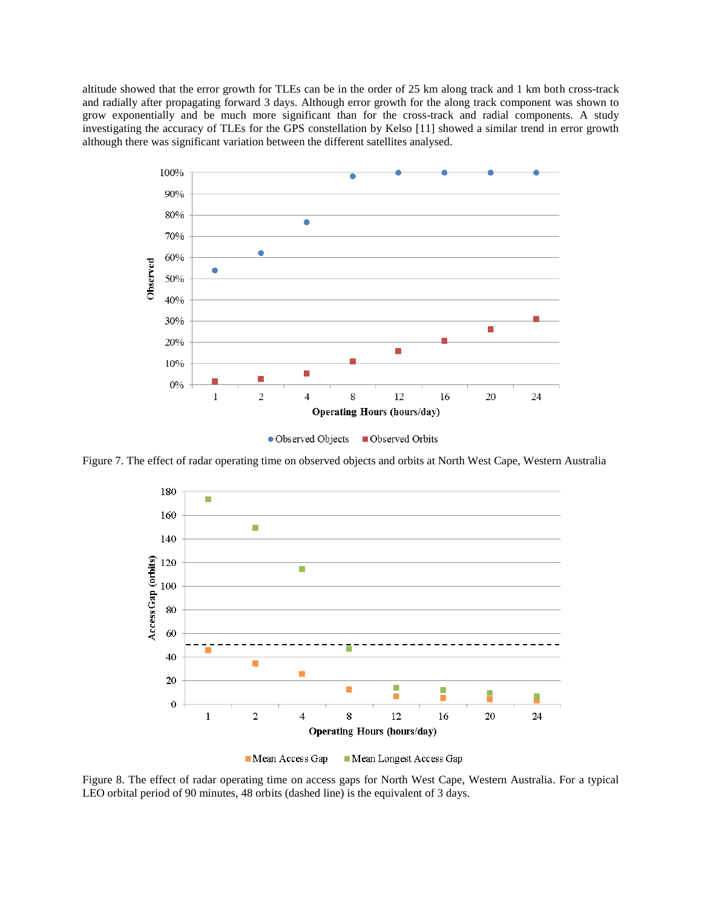altitude showed that the error growth for TLEs can be in the order of 25 km along track and 1 km both cross-track and radially after propagating forward 3 days. Although error growth for the along track component was shown to grow exponentially and be much more significant than for the cross-track and radial components. A study investigating the accuracy of TLEs for the GPS constellation by Kelso [11] showed a similar trend in error growth although there was significant variation between the different satellites analysed.

Figure 7. The effect of radar operating time on observed objects and orbits at North West Cape, Western Australia

Figure 8. The effect of radar operating time on access gaps for North West Cape, Western Australia. For a typical LEO orbital period of 90 minutes, 48 orbits (dashed line) is the equivalent of 3 days.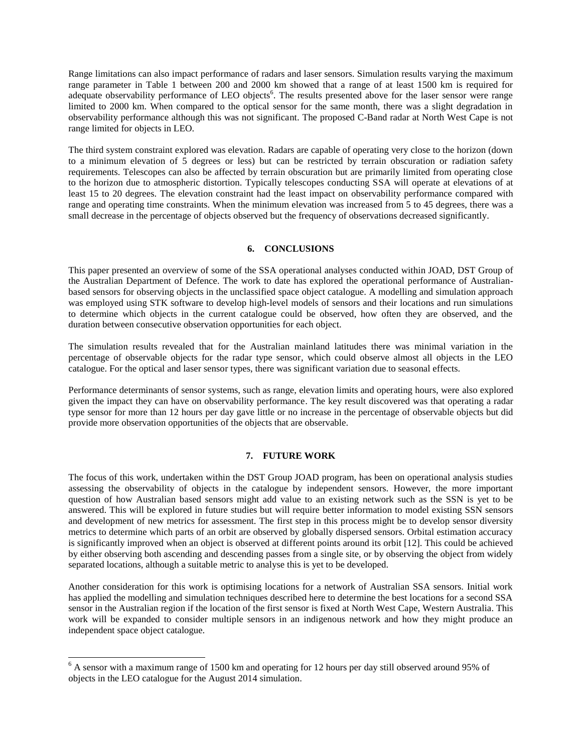Range limitations can also impact performance of radars and laser sensors. Simulation results varying the maximum range parameter in Table 1 between 200 and 2000 km showed that a range of at least 1500 km is required for adequate observability performance of LEO objects[6]. The results presented above for the laser sensor were range limited to 2000 km. When compared to the optical sensor for the same month, there was a slight degradation in observability performance although this was not significant. The proposed C-Band radar at North West Cape is not range limited for objects in LEO.

The third system constraint explored was elevation. Radars are capable of operating very close to the horizon (down to a minimum elevation of 5 degrees or less) but can be restricted by terrain obscuration or radiation safety requirements. Telescopes can also be affected by terrain obscuration but are primarily limited from operating close to the horizon due to atmospheric distortion. Typically telescopes conducting SSA will operate at elevations of at least 15 to 20 degrees. The elevation constraint had the least impact on observability performance compared with range and operating time constraints. When the minimum elevation was increased from 5 to 45 degrees, there was a small decrease in the percentage of objects observed but the frequency of observations decreased significantly.

## 6. CONCLUSIONS

This paper presented an overview of some of the SSA operational analyses conducted within JOAD, DST Group of the Australian Department of Defence. The work to date has explored the operational performance of Australian-based sensors for observing objects in the unclassified space object catalogue. A modelling and simulation approach was employed using STK software to develop high-level models of sensors and their locations and run simulations to determine which objects in the current catalogue could be observed, how often they are observed, and the duration between consecutive observation opportunities for each object.

The simulation results revealed that for the Australian mainland latitudes there was minimal variation in the percentage of observable objects for the radar type sensor, which could observe almost all objects in the LEO catalogue. For the optical and laser sensor types, there was significant variation due to seasonal effects.

Performance determinants of sensor systems, such as range, elevation limits and operating hours, were also explored given the impact they can have on observability performance. The key result discovered was that operating a radar type sensor for more than 12 hours per day gave little or no increase in the percentage of observable objects but did provide more observation opportunities of the objects that are observable.

## 7. FUTURE WORK

The focus of this work, undertaken within the DST Group JOAD program, has been on operational analysis studies assessing the observability of objects in the catalogue by independent sensors. However, the more important question of how Australian based sensors might add value to an existing network such as the SSN is yet to be answered. This will be explored in future studies but will require better information to model existing SSN sensors and development of new metrics for assessment. The first step in this process might be to develop sensor diversity metrics to determine which parts of an orbit are observed by globally dispersed sensors. Orbital estimation accuracy is significantly improved when an object is observed at different points around its orbit [12]. This could be achieved by either observing both ascending and descending passes from a single site, or by observing the object from widely separated locations, although a suitable metric to analyse this is yet to be developed.

Another consideration for this work is optimising locations for a network of Australian SSA sensors. Initial work has applied the modelling and simulation techniques described here to determine the best locations for a second SSA sensor in the Australian region if the location of the first sensor is fixed at North West Cape, Western Australia. This work will be expanded to consider multiple sensors in an indigenous network and how they might produce an independent space object catalogue.

---

[6] A sensor with a maximum range of 1500 km and operating for 12 hours per day still observed around 95% of objects in the LEO catalogue for the August 2014 simulation.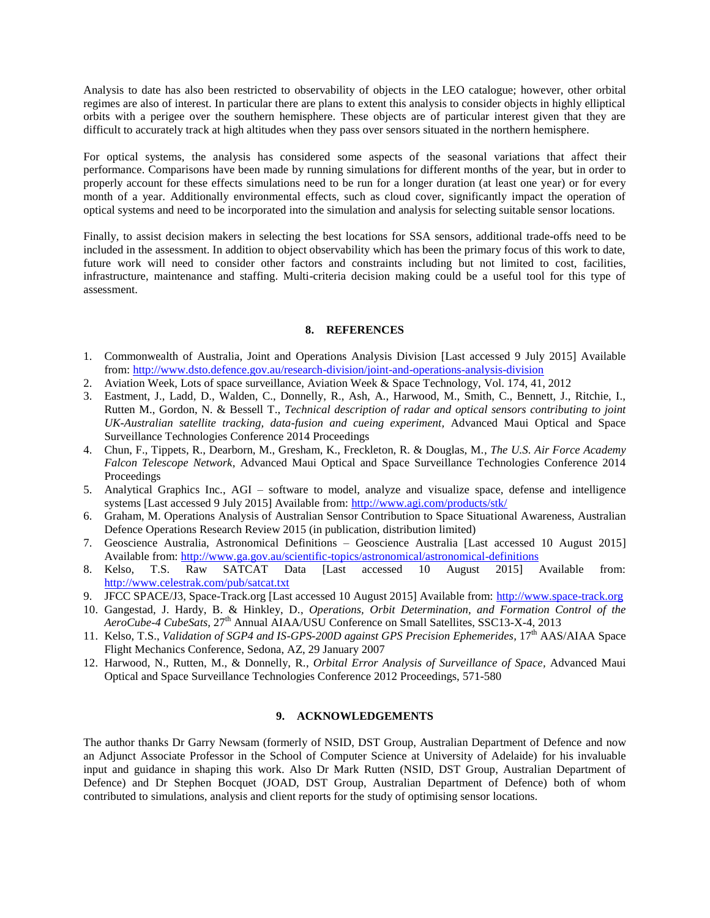Analysis to date has also been restricted to observability of objects in the LEO catalogue; however, other orbital regimes are also of interest. In particular there are plans to extent this analysis to consider objects in highly elliptical orbits with a perigee over the southern hemisphere. These objects are of particular interest given that they are difficult to accurately track at high altitudes when they pass over sensors situated in the northern hemisphere.

For optical systems, the analysis has considered some aspects of the seasonal variations that affect their performance. Comparisons have been made by running simulations for different months of the year, but in order to properly account for these effects simulations need to be run for a longer duration (at least one year) or for every month of a year. Additionally environmental effects, such as cloud cover, significantly impact the operation of optical systems and need to be incorporated into the simulation and analysis for selecting suitable sensor locations.

Finally, to assist decision makers in selecting the best locations for SSA sensors, additional trade-offs need to be included in the assessment. In addition to object observability which has been the primary focus of this work to date, future work will need to consider other factors and constraints including but not limited to cost, facilities, infrastructure, maintenance and staffing. Multi-criteria decision making could be a useful tool for this type of assessment.

## 8. REFERENCES

1. Commonwealth of Australia, Joint and Operations Analysis Division [Last accessed 9 July 2015] Available from: http://www.dsto.defence.gov.au/research-division/joint-and-operations-analysis-division
2. Aviation Week, Lots of space surveillance, Aviation Week & Space Technology, Vol. 174, 41, 2012
3. Eastment, J., Ladd, D., Walden, C., Donnelly, R., Ash, A., Harwood, M., Smith, C., Bennett, J., Ritchie, I., Rutten M., Gordon, N. & Bessell T., *Technical description of radar and optical sensors contributing to joint UK-Australian satellite tracking, data-fusion and cueing experiment,* Advanced Maui Optical and Space Surveillance Technologies Conference 2014 Proceedings
4. Chun, F., Tippets, R., Dearborn, M., Gresham, K., Freckleton, R. & Douglas, M., *The U.S. Air Force Academy Falcon Telescope Network,* Advanced Maui Optical and Space Surveillance Technologies Conference 2014 Proceedings
5. Analytical Graphics Inc., AGI – software to model, analyze and visualize space, defense and intelligence systems [Last accessed 9 July 2015] Available from: http://www.agi.com/products/stk/
6. Graham, M. Operations Analysis of Australian Sensor Contribution to Space Situational Awareness, Australian Defence Operations Research Review 2015 (in publication, distribution limited)
7. Geoscience Australia, Astronomical Definitions – Geoscience Australia [Last accessed 10 August 2015] Available from: http://www.ga.gov.au/scientific-topics/astronomical/astronomical-definitions
8. Kelso, T.S. Raw SATCAT Data [Last accessed 10 August 2015] Available from: http://www.celestrak.com/pub/satcat.txt
9. JFCC SPACE/J3, Space-Track.org [Last accessed 10 August 2015] Available from: http://www.space-track.org
10. Gangestad, J. Hardy, B. & Hinkley, D., *Operations, Orbit Determination, and Formation Control of the AeroCube-4 CubeSats,* 27th Annual AIAA/USU Conference on Small Satellites, SSC13-X-4, 2013
11. Kelso, T.S., *Validation of SGP4 and IS-GPS-200D against GPS Precision Ephemerides,* 17th AAS/AIAA Space Flight Mechanics Conference, Sedona, AZ, 29 January 2007
12. Harwood, N., Rutten, M., & Donnelly, R., *Orbital Error Analysis of Surveillance of Space,* Advanced Maui Optical and Space Surveillance Technologies Conference 2012 Proceedings, 571-580

## 9. ACKNOWLEDGEMENTS

The author thanks Dr Garry Newsam (formerly of NSID, DST Group, Australian Department of Defence and now an Adjunct Associate Professor in the School of Computer Science at University of Adelaide) for his invaluable input and guidance in shaping this work. Also Dr Mark Rutten (NSID, DST Group, Australian Department of Defence) and Dr Stephen Bocquet (JOAD, DST Group, Australian Department of Defence) both of whom contributed to simulations, analysis and client reports for the study of optimising sensor locations.